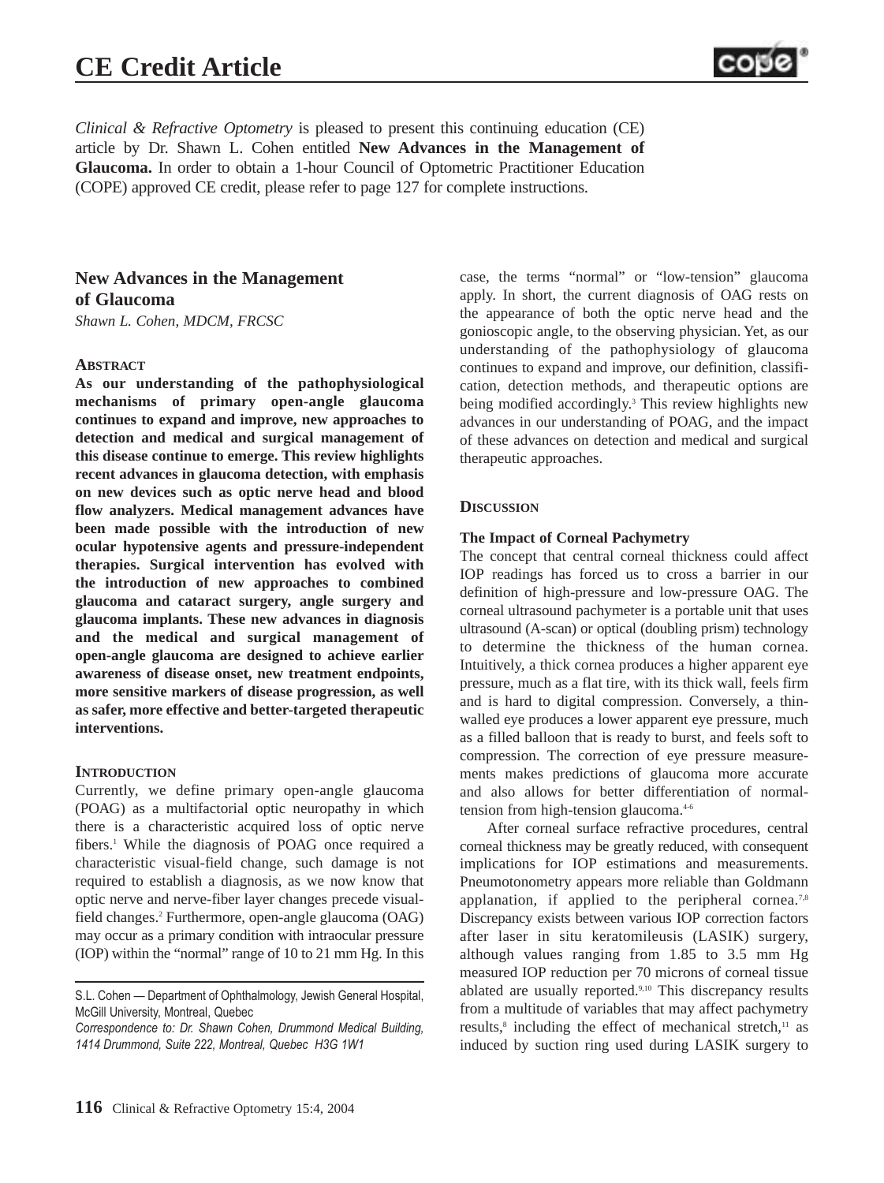# CE Credit Article

*Clinical & Refractive Optometry* is pleased to present this continuing education (CE) article by Dr. Shawn L. Cohen entitled **New Advances in the Management of Glaucoma.** In order to obtain a 1-hour Council of Optometric Practitioner Education (COPE) approved CE credit, please refer to page 127 for complete instructions.

## New Advances in the Management of Glaucoma

*Shawn L. Cohen, MDCM, FRCSC*

### Abstract

**As our understanding of the pathophysiological mechanisms of primary open-angle glaucoma continues to expand and improve, new approaches to detection and medical and surgical management of this disease continue to emerge. This review highlights recent advances in glaucoma detection, with emphasis on new devices such as optic nerve head and blood flow analyzers. Medical management advances have been made possible with the introduction of new ocular hypotensive agents and pressure-independent therapies. Surgical intervention has evolved with the introduction of new approaches to combined glaucoma and cataract surgery, angle surgery and glaucoma implants. These new advances in diagnosis and the medical and surgical management of open-angle glaucoma are designed to achieve earlier awareness of disease onset, new treatment endpoints, more sensitive markers of disease progression, as well as safer, more effective and better-targeted therapeutic interventions.**

### Introduction

Currently, we define primary open-angle glaucoma (POAG) as a multifactorial optic neuropathy in which there is a characteristic acquired loss of optic nerve fibers.[1] While the diagnosis of POAG once required a characteristic visual-field change, such damage is not required to establish a diagnosis, as we now know that optic nerve and nerve-fiber layer changes precede visual-field changes.[2] Furthermore, open-angle glaucoma (OAG) may occur as a primary condition with intraocular pressure (IOP) within the "normal" range of 10 to 21 mm Hg. In this case, the terms "normal" or "low-tension" glaucoma apply. In short, the current diagnosis of OAG rests on the appearance of both the optic nerve head and the gonioscopic angle, to the observing physician. Yet, as our understanding of the pathophysiology of glaucoma continues to expand and improve, our definition, classification, detection methods, and therapeutic options are being modified accordingly.[3] This review highlights new advances in our understanding of POAG, and the impact of these advances on detection and medical and surgical therapeutic approaches.

S.L. Cohen — Department of Ophthalmology, Jewish General Hospital, McGill University, Montreal, Quebec

*Correspondence to: Dr. Shawn Cohen, Drummond Medical Building, 1414 Drummond, Suite 222, Montreal, Quebec H3G 1W1*

### Discussion

#### The Impact of Corneal Pachymetry

The concept that central corneal thickness could affect IOP readings has forced us to cross a barrier in our definition of high-pressure and low-pressure OAG. The corneal ultrasound pachymeter is a portable unit that uses ultrasound (A-scan) or optical (doubling prism) technology to determine the thickness of the human cornea. Intuitively, a thick cornea produces a higher apparent eye pressure, much as a flat tire, with its thick wall, feels firm and is hard to digital compression. Conversely, a thin-walled eye produces a lower apparent eye pressure, much as a filled balloon that is ready to burst, and feels soft to compression. The correction of eye pressure measurements makes predictions of glaucoma more accurate and also allows for better differentiation of normal-tension from high-tension glaucoma.[4-6]

After corneal surface refractive procedures, central corneal thickness may be greatly reduced, with consequent implications for IOP estimations and measurements. Pneumotonometry appears more reliable than Goldmann applanation, if applied to the peripheral cornea.[7,8] Discrepancy exists between various IOP correction factors after laser in situ keratomileusis (LASIK) surgery, although values ranging from 1.85 to 3.5 mm Hg measured IOP reduction per 70 microns of corneal tissue ablated are usually reported.[9,10] This discrepancy results from a multitude of variables that may affect pachymetry results,[8] including the effect of mechanical stretch,[11] as induced by suction ring used during LASIK surgery to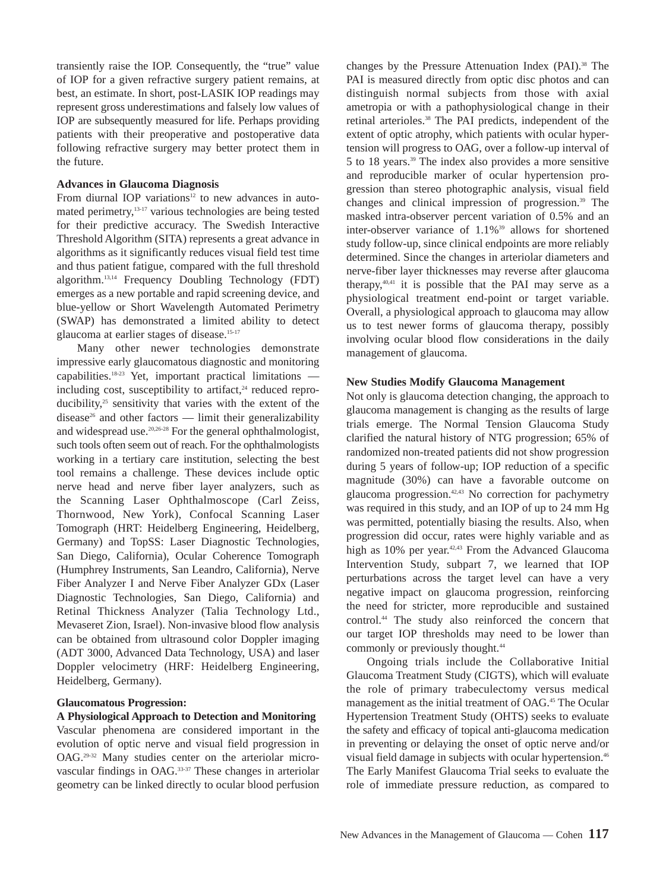transiently raise the IOP. Consequently, the "true" value of IOP for a given refractive surgery patient remains, at best, an estimate. In short, post-LASIK IOP readings may represent gross underestimations and falsely low values of IOP are subsequently measured for life. Perhaps providing patients with their preoperative and postoperative data following refractive surgery may better protect them in the future.

**Advances in Glaucoma Diagnosis**

From diurnal IOP variations[12] to new advances in automated perimetry,[13-17] various technologies are being tested for their predictive accuracy. The Swedish Interactive Threshold Algorithm (SITA) represents a great advance in algorithms as it significantly reduces visual field test time and thus patient fatigue, compared with the full threshold algorithm.[13,14] Frequency Doubling Technology (FDT) emerges as a new portable and rapid screening device, and blue-yellow or Short Wavelength Automated Perimetry (SWAP) has demonstrated a limited ability to detect glaucoma at earlier stages of disease.[15-17]

Many other newer technologies demonstrate impressive early glaucomatous diagnostic and monitoring capabilities.[18-23] Yet, important practical limitations — including cost, susceptibility to artifact,[24] reduced reproducibility,[25] sensitivity that varies with the extent of the disease[26] and other factors — limit their generalizability and widespread use.[20,26-28] For the general ophthalmologist, such tools often seem out of reach. For the ophthalmologists working in a tertiary care institution, selecting the best tool remains a challenge. These devices include optic nerve head and nerve fiber layer analyzers, such as the Scanning Laser Ophthalmoscope (Carl Zeiss, Thornwood, New York), Confocal Scanning Laser Tomograph (HRT: Heidelberg Engineering, Heidelberg, Germany) and TopSS: Laser Diagnostic Technologies, San Diego, California), Ocular Coherence Tomograph (Humphrey Instruments, San Leandro, California), Nerve Fiber Analyzer I and Nerve Fiber Analyzer GDx (Laser Diagnostic Technologies, San Diego, California) and Retinal Thickness Analyzer (Talia Technology Ltd., Mevaseret Zion, Israel). Non-invasive blood flow analysis can be obtained from ultrasound color Doppler imaging (ADT 3000, Advanced Data Technology, USA) and laser Doppler velocimetry (HRF: Heidelberg Engineering, Heidelberg, Germany).

**Glaucomatous Progression:**
**A Physiological Approach to Detection and Monitoring**

Vascular phenomena are considered important in the evolution of optic nerve and visual field progression in OAG.[29-32] Many studies center on the arteriolar microvascular findings in OAG.[33-37] These changes in arteriolar geometry can be linked directly to ocular blood perfusion changes by the Pressure Attenuation Index (PAI).[38] The PAI is measured directly from optic disc photos and can distinguish normal subjects from those with axial ametropia or with a pathophysiological change in their retinal arterioles.[38] The PAI predicts, independent of the extent of optic atrophy, which patients with ocular hypertension will progress to OAG, over a follow-up interval of 5 to 18 years.[39] The index also provides a more sensitive and reproducible marker of ocular hypertension progression than stereo photographic analysis, visual field changes and clinical impression of progression.[39] The masked intra-observer percent variation of 0.5% and an inter-observer variance of 1.1%[39] allows for shortened study follow-up, since clinical endpoints are more reliably determined. Since the changes in arteriolar diameters and nerve-fiber layer thicknesses may reverse after glaucoma therapy,[40,41] it is possible that the PAI may serve as a physiological treatment end-point or target variable. Overall, a physiological approach to glaucoma may allow us to test newer forms of glaucoma therapy, possibly involving ocular blood flow considerations in the daily management of glaucoma.

**New Studies Modify Glaucoma Management**

Not only is glaucoma detection changing, the approach to glaucoma management is changing as the results of large trials emerge. The Normal Tension Glaucoma Study clarified the natural history of NTG progression; 65% of randomized non-treated patients did not show progression during 5 years of follow-up; IOP reduction of a specific magnitude (30%) can have a favorable outcome on glaucoma progression.[42,43] No correction for pachymetry was required in this study, and an IOP of up to 24 mm Hg was permitted, potentially biasing the results. Also, when progression did occur, rates were highly variable and as high as 10% per year.[42,43] From the Advanced Glaucoma Intervention Study, subpart 7, we learned that IOP perturbations across the target level can have a very negative impact on glaucoma progression, reinforcing the need for stricter, more reproducible and sustained control.[44] The study also reinforced the concern that our target IOP thresholds may need to be lower than commonly or previously thought.[44]

Ongoing trials include the Collaborative Initial Glaucoma Treatment Study (CIGTS), which will evaluate the role of primary trabeculectomy versus medical management as the initial treatment of OAG.[45] The Ocular Hypertension Treatment Study (OHTS) seeks to evaluate the safety and efficacy of topical anti-glaucoma medication in preventing or delaying the onset of optic nerve and/or visual field damage in subjects with ocular hypertension.[46] The Early Manifest Glaucoma Trial seeks to evaluate the role of immediate pressure reduction, as compared to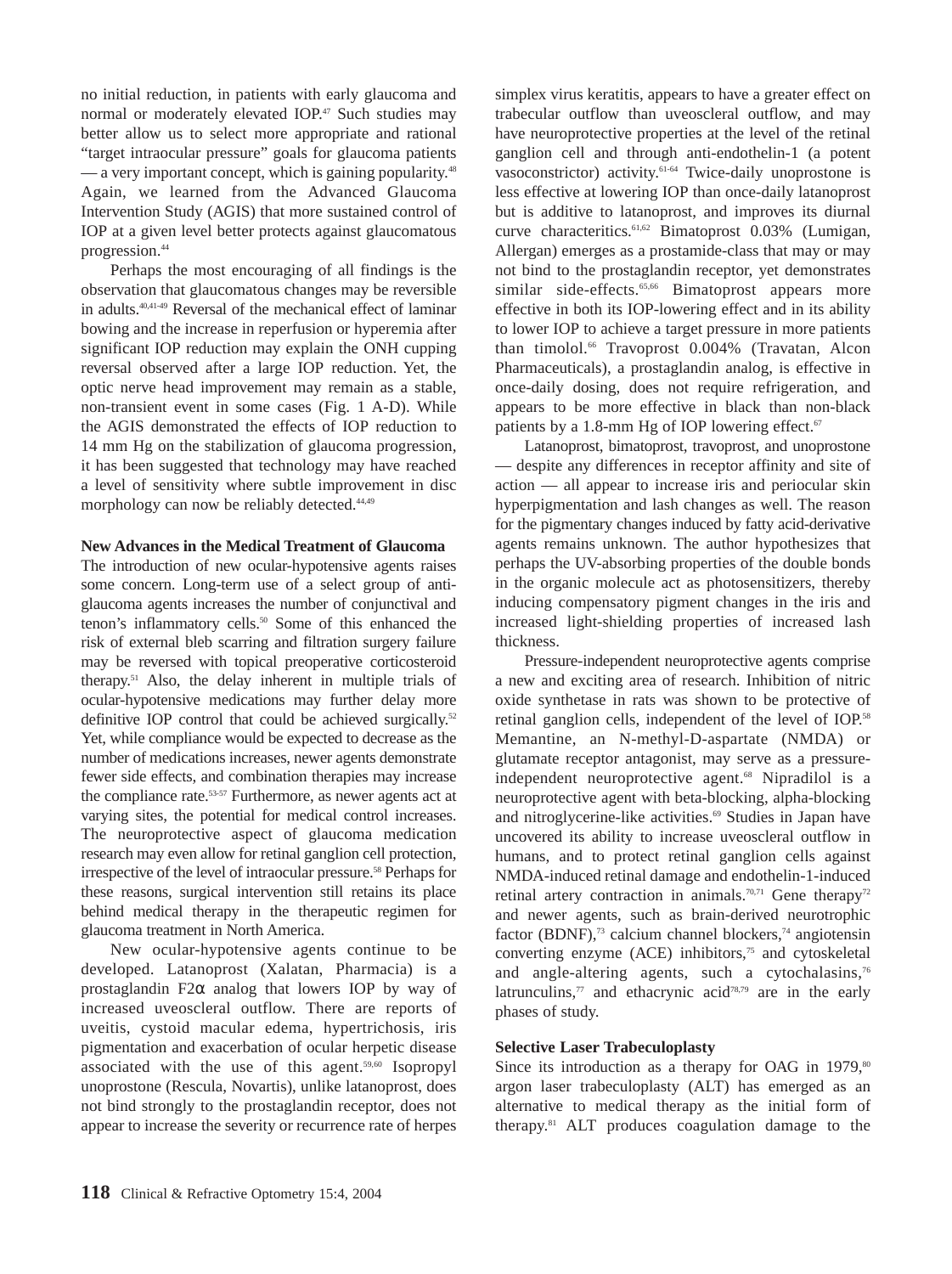no initial reduction, in patients with early glaucoma and normal or moderately elevated IOP.[47] Such studies may better allow us to select more appropriate and rational "target intraocular pressure" goals for glaucoma patients — a very important concept, which is gaining popularity.[48] Again, we learned from the Advanced Glaucoma Intervention Study (AGIS) that more sustained control of IOP at a given level better protects against glaucomatous progression.[44]

Perhaps the most encouraging of all findings is the observation that glaucomatous changes may be reversible in adults.[40,41-49] Reversal of the mechanical effect of laminar bowing and the increase in reperfusion or hyperemia after significant IOP reduction may explain the ONH cupping reversal observed after a large IOP reduction. Yet, the optic nerve head improvement may remain as a stable, non-transient event in some cases (Fig. 1 A-D). While the AGIS demonstrated the effects of IOP reduction to 14 mm Hg on the stabilization of glaucoma progression, it has been suggested that technology may have reached a level of sensitivity where subtle improvement in disc morphology can now be reliably detected.[44,49]

## New Advances in the Medical Treatment of Glaucoma

The introduction of new ocular-hypotensive agents raises some concern. Long-term use of a select group of anti-glaucoma agents increases the number of conjunctival and tenon's inflammatory cells.[50] Some of this enhanced the risk of external bleb scarring and filtration surgery failure may be reversed with topical preoperative corticosteroid therapy.[51] Also, the delay inherent in multiple trials of ocular-hypotensive medications may further delay more definitive IOP control that could be achieved surgically.[52] Yet, while compliance would be expected to decrease as the number of medications increases, newer agents demonstrate fewer side effects, and combination therapies may increase the compliance rate.[53-57] Furthermore, as newer agents act at varying sites, the potential for medical control increases. The neuroprotective aspect of glaucoma medication research may even allow for retinal ganglion cell protection, irrespective of the level of intraocular pressure.[58] Perhaps for these reasons, surgical intervention still retains its place behind medical therapy in the therapeutic regimen for glaucoma treatment in North America.

New ocular-hypotensive agents continue to be developed. Latanoprost (Xalatan, Pharmacia) is a prostaglandin F2α analog that lowers IOP by way of increased uveoscleral outflow. There are reports of uveitis, cystoid macular edema, hypertrichosis, iris pigmentation and exacerbation of ocular herpetic disease associated with the use of this agent.[59,60] Isopropyl unoprostone (Rescula, Novartis), unlike latanoprost, does not bind strongly to the prostaglandin receptor, does not appear to increase the severity or recurrence rate of herpes simplex virus keratitis, appears to have a greater effect on trabecular outflow than uveoscleral outflow, and may have neuroprotective properties at the level of the retinal ganglion cell and through anti-endothelin-1 (a potent vasoconstrictor) activity.[61-64] Twice-daily unoprostone is less effective at lowering IOP than once-daily latanoprost but is additive to latanoprost, and improves its diurnal curve characteritics.[61,62] Bimatoprost 0.03% (Lumigan, Allergan) emerges as a prostamide-class that may or may not bind to the prostaglandin receptor, yet demonstrates similar side-effects.[65,66] Bimatoprost appears more effective in both its IOP-lowering effect and in its ability to lower IOP to achieve a target pressure in more patients than timolol.[66] Travoprost 0.004% (Travatan, Alcon Pharmaceuticals), a prostaglandin analog, is effective in once-daily dosing, does not require refrigeration, and appears to be more effective in black than non-black patients by a 1.8-mm Hg of IOP lowering effect.[67]

Latanoprost, bimatoprost, travoprost, and unoprostone — despite any differences in receptor affinity and site of action — all appear to increase iris and periocular skin hyperpigmentation and lash changes as well. The reason for the pigmentary changes induced by fatty acid-derivative agents remains unknown. The author hypothesizes that perhaps the UV-absorbing properties of the double bonds in the organic molecule act as photosensitizers, thereby inducing compensatory pigment changes in the iris and increased light-shielding properties of increased lash thickness.

Pressure-independent neuroprotective agents comprise a new and exciting area of research. Inhibition of nitric oxide synthetase in rats was shown to be protective of retinal ganglion cells, independent of the level of IOP.[58] Memantine, an N-methyl-D-aspartate (NMDA) or glutamate receptor antagonist, may serve as a pressure-independent neuroprotective agent.[68] Nipradilol is a neuroprotective agent with beta-blocking, alpha-blocking and nitroglycerine-like activities.[69] Studies in Japan have uncovered its ability to increase uveoscleral outflow in humans, and to protect retinal ganglion cells against NMDA-induced retinal damage and endothelin-1-induced retinal artery contraction in animals.[70,71] Gene therapy[72] and newer agents, such as brain-derived neurotrophic factor (BDNF),[73] calcium channel blockers,[74] angiotensin converting enzyme (ACE) inhibitors,[75] and cytoskeletal and angle-altering agents, such a cytochalasins,[76] latrunculins,[77] and ethacrynic acid[78,79] are in the early phases of study.

## Selective Laser Trabeculoplasty

Since its introduction as a therapy for OAG in 1979,[80] argon laser trabeculoplasty (ALT) has emerged as an alternative to medical therapy as the initial form of therapy.[81] ALT produces coagulation damage to the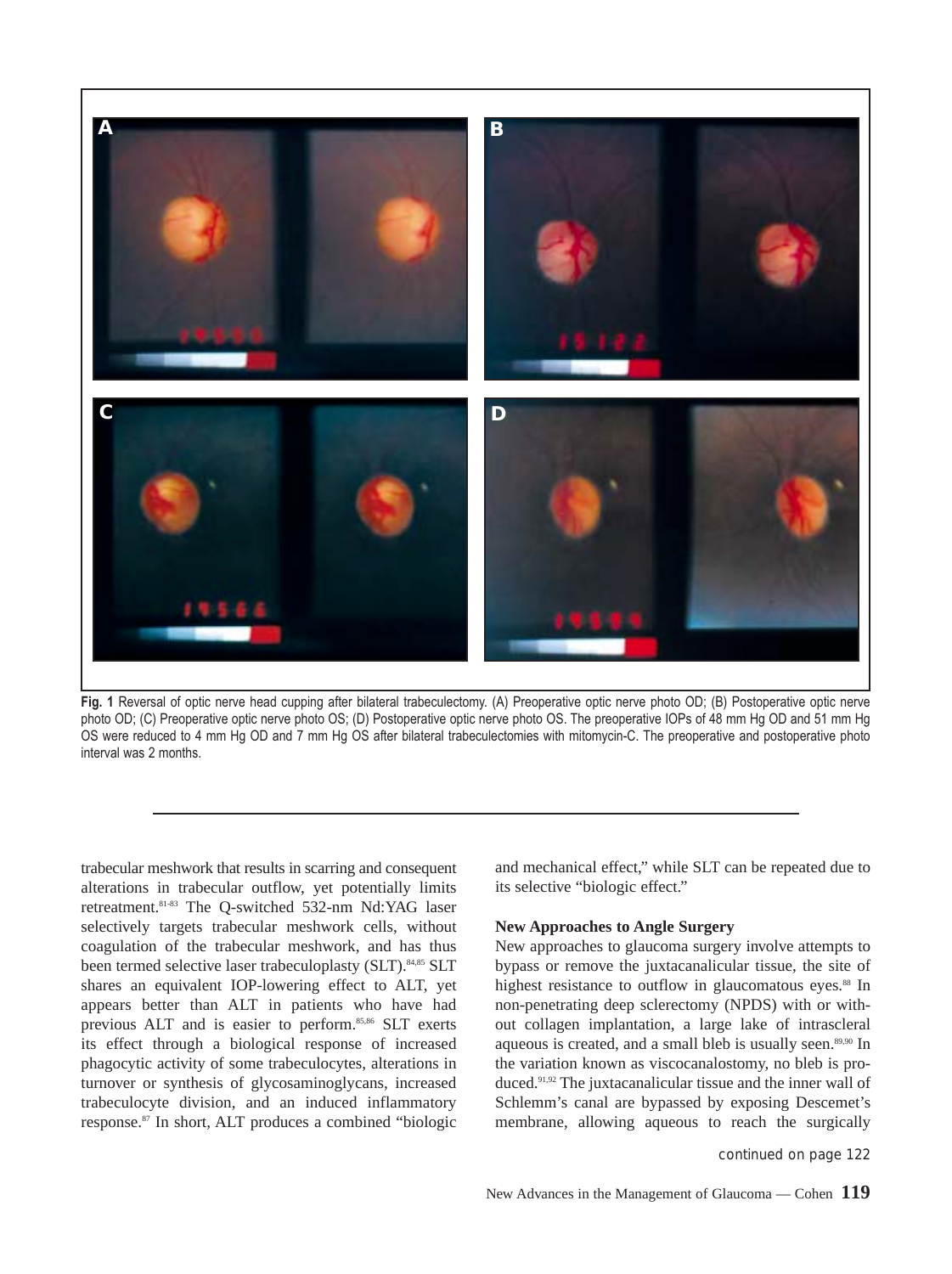**Fig. 1** Reversal of optic nerve head cupping after bilateral trabeculectomy. (A) Preoperative optic nerve photo OD; (B) Postoperative optic nerve photo OD; (C) Preoperative optic nerve photo OS; (D) Postoperative optic nerve photo OS. The preoperative IOPs of 48 mm Hg OD and 51 mm Hg OS were reduced to 4 mm Hg OD and 7 mm Hg OS after bilateral trabeculectomies with mitomycin-C. The preoperative and postoperative photo interval was 2 months.

trabecular meshwork that results in scarring and consequent alterations in trabecular outflow, yet potentially limits retreatment.[81-83] The Q-switched 532-nm Nd:YAG laser selectively targets trabecular meshwork cells, without coagulation of the trabecular meshwork, and has thus been termed selective laser trabeculoplasty (SLT).[84,85] SLT shares an equivalent IOP-lowering effect to ALT, yet appears better than ALT in patients who have had previous ALT and is easier to perform.[85,86] SLT exerts its effect through a biological response of increased phagocytic activity of some trabeculocytes, alterations in turnover or synthesis of glycosaminoglycans, increased trabeculocyte division, and an induced inflammatory response.[87] In short, ALT produces a combined "biologic and mechanical effect," while SLT can be repeated due to its selective "biologic effect."

**New Approaches to Angle Surgery**

New approaches to glaucoma surgery involve attempts to bypass or remove the juxtacanalicular tissue, the site of highest resistance to outflow in glaucomatous eyes.[88] In non-penetrating deep sclerectomy (NPDS) with or without collagen implantation, a large lake of intrascleral aqueous is created, and a small bleb is usually seen.[89,90] In the variation known as viscocanalostomy, no bleb is produced.[91,92] The juxtacanalicular tissue and the inner wall of Schlemm's canal are bypassed by exposing Descemet's membrane, allowing aqueous to reach the surgically

*continued on page 122*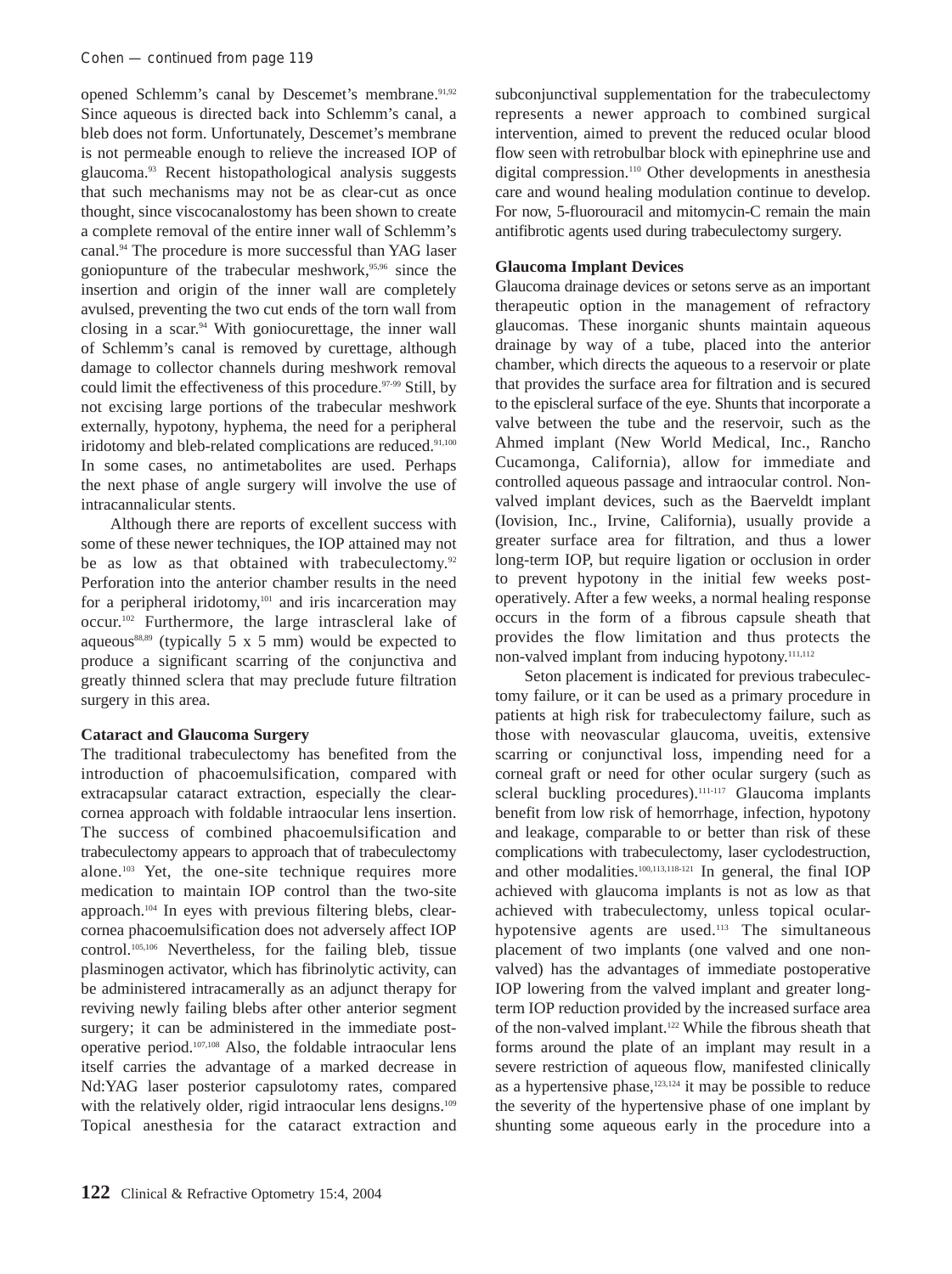opened Schlemm's canal by Descemet's membrane.[91,92] Since aqueous is directed back into Schlemm's canal, a bleb does not form. Unfortunately, Descemet's membrane is not permeable enough to relieve the increased IOP of glaucoma.[93] Recent histopathological analysis suggests that such mechanisms may not be as clear-cut as once thought, since viscocanalostomy has been shown to create a complete removal of the entire inner wall of Schlemm's canal.[94] The procedure is more successful than YAG laser goniopunture of the trabecular meshwork,[95,96] since the insertion and origin of the inner wall are completely avulsed, preventing the two cut ends of the torn wall from closing in a scar.[94] With goniocurettage, the inner wall of Schlemm's canal is removed by curettage, although damage to collector channels during meshwork removal could limit the effectiveness of this procedure.[97-99] Still, by not excising large portions of the trabecular meshwork externally, hypotony, hyphema, the need for a peripheral iridotomy and bleb-related complications are reduced.[91,100] In some cases, no antimetabolites are used. Perhaps the next phase of angle surgery will involve the use of intracannalicular stents.

Although there are reports of excellent success with some of these newer techniques, the IOP attained may not be as low as that obtained with trabeculectomy.[92] Perforation into the anterior chamber results in the need for a peripheral iridotomy,[101] and iris incarceration may occur.[102] Furthermore, the large intrascleral lake of aqueous[88,89] (typically 5 x 5 mm) would be expected to produce a significant scarring of the conjunctiva and greatly thinned sclera that may preclude future filtration surgery in this area.

### Cataract and Glaucoma Surgery

The traditional trabeculectomy has benefited from the introduction of phacoemulsification, compared with extracapsular cataract extraction, especially the clear-cornea approach with foldable intraocular lens insertion. The success of combined phacoemulsification and trabeculectomy appears to approach that of trabeculectomy alone.[103] Yet, the one-site technique requires more medication to maintain IOP control than the two-site approach.[104] In eyes with previous filtering blebs, clear-cornea phacoemulsification does not adversely affect IOP control.[105,106] Nevertheless, for the failing bleb, tissue plasminogen activator, which has fibrinolytic activity, can be administered intracamerally as an adjunct therapy for reviving newly failing blebs after other anterior segment surgery; it can be administered in the immediate post-operative period.[107,108] Also, the foldable intraocular lens itself carries the advantage of a marked decrease in Nd:YAG laser posterior capsulotomy rates, compared with the relatively older, rigid intraocular lens designs.[109] Topical anesthesia for the cataract extraction and subconjunctival supplementation for the trabeculectomy represents a newer approach to combined surgical intervention, aimed to prevent the reduced ocular blood flow seen with retrobulbar block with epinephrine use and digital compression.[110] Other developments in anesthesia care and wound healing modulation continue to develop. For now, 5-fluorouracil and mitomycin-C remain the main antifibrotic agents used during trabeculectomy surgery.

### Glaucoma Implant Devices

Glaucoma drainage devices or setons serve as an important therapeutic option in the management of refractory glaucomas. These inorganic shunts maintain aqueous drainage by way of a tube, placed into the anterior chamber, which directs the aqueous to a reservoir or plate that provides the surface area for filtration and is secured to the episcleral surface of the eye. Shunts that incorporate a valve between the tube and the reservoir, such as the Ahmed implant (New World Medical, Inc., Rancho Cucamonga, California), allow for immediate and controlled aqueous passage and intraocular control. Non-valved implant devices, such as the Baerveldt implant (Iovision, Inc., Irvine, California), usually provide a greater surface area for filtration, and thus a lower long-term IOP, but require ligation or occlusion in order to prevent hypotony in the initial few weeks post-operatively. After a few weeks, a normal healing response occurs in the form of a fibrous capsule sheath that provides the flow limitation and thus protects the non-valved implant from inducing hypotony.[111,112]

Seton placement is indicated for previous trabeculectomy failure, or it can be used as a primary procedure in patients at high risk for trabeculectomy failure, such as those with neovascular glaucoma, uveitis, extensive scarring or conjunctival loss, impending need for a corneal graft or need for other ocular surgery (such as scleral buckling procedures).[111-117] Glaucoma implants benefit from low risk of hemorrhage, infection, hypotony and leakage, comparable to or better than risk of these complications with trabeculectomy, laser cyclodestruction, and other modalities.[100,113,118-121] In general, the final IOP achieved with glaucoma implants is not as low as that achieved with trabeculectomy, unless topical ocular-hypotensive agents are used.[113] The simultaneous placement of two implants (one valved and one non-valved) has the advantages of immediate postoperative IOP lowering from the valved implant and greater long-term IOP reduction provided by the increased surface area of the non-valved implant.[122] While the fibrous sheath that forms around the plate of an implant may result in a severe restriction of aqueous flow, manifested clinically as a hypertensive phase,[123,124] it may be possible to reduce the severity of the hypertensive phase of one implant by shunting some aqueous early in the procedure into a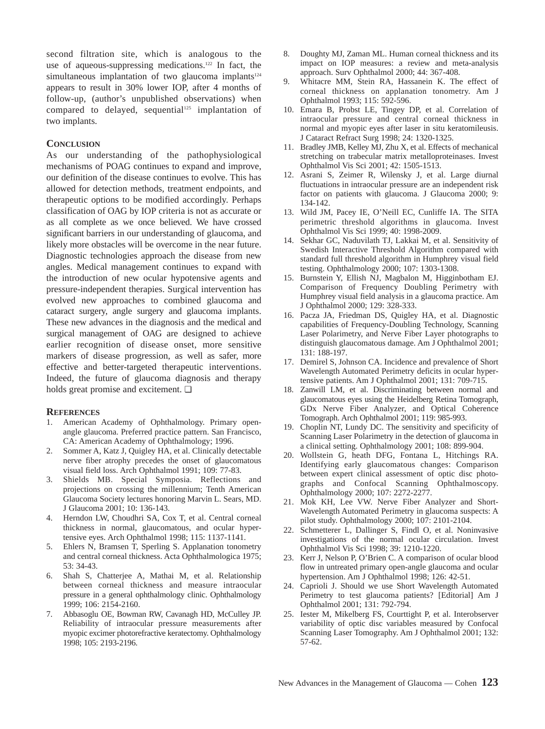second filtration site, which is analogous to the use of aqueous-suppressing medications.[122] In fact, the simultaneous implantation of two glaucoma implants[124] appears to result in 30% lower IOP, after 4 months of follow-up, (author's unpublished observations) when compared to delayed, sequential[125] implantation of two implants.

## Conclusion

As our understanding of the pathophysiological mechanisms of POAG continues to expand and improve, our definition of the disease continues to evolve. This has allowed for detection methods, treatment endpoints, and therapeutic options to be modified accordingly. Perhaps classification of OAG by IOP criteria is not as accurate or as all complete as we once believed. We have crossed significant barriers in our understanding of glaucoma, and likely more obstacles will be overcome in the near future. Diagnostic technologies approach the disease from new angles. Medical management continues to expand with the introduction of new ocular hypotensive agents and pressure-independent therapies. Surgical intervention has evolved new approaches to combined glaucoma and cataract surgery, angle surgery and glaucoma implants. These new advances in the diagnosis and the medical and surgical management of OAG are designed to achieve earlier recognition of disease onset, more sensitive markers of disease progression, as well as safer, more effective and better-targeted therapeutic interventions. Indeed, the future of glaucoma diagnosis and therapy holds great promise and excitement. ❑

## References

1. American Academy of Ophthalmology. Primary open-angle glaucoma. Preferred practice pattern. San Francisco, CA: American Academy of Ophthalmology; 1996.
2. Sommer A, Katz J, Quigley HA, et al. Clinically detectable nerve fiber atrophy precedes the onset of glaucomatous visual field loss. Arch Ophthalmol 1991; 109: 77-83.
3. Shields MB. Special Symposia. Reflections and projections on crossing the millennium; Tenth American Glaucoma Society lectures honoring Marvin L. Sears, MD. J Glaucoma 2001; 10: 136-143.
4. Herndon LW, Choudhri SA, Cox T, et al. Central corneal thickness in normal, glaucomatous, and ocular hypertensive eyes. Arch Ophthalmol 1998; 115: 1137-1141.
5. Ehlers N, Bramsen T, Sperling S. Applanation tonometry and central corneal thickness. Acta Ophthalmologica 1975; 53: 34-43.
6. Shah S, Chatterjee A, Mathai M, et al. Relationship between corneal thickness and measure intraocular pressure in a general ophthalmology clinic. Ophthalmology 1999; 106: 2154-2160.
7. Abbasoglu OE, Bowman RW, Cavanagh HD, McCulley JP. Reliability of intraocular pressure measurements after myopic excimer photorefractive keratectomy. Ophthalmology 1998; 105: 2193-2196.
8. Doughty MJ, Zaman ML. Human corneal thickness and its impact on IOP measures: a review and meta-analysis approach. Surv Ophthalmol 2000; 44: 367-408.
9. Whitacre MM, Stein RA, Hassanein K. The effect of corneal thickness on applanation tonometry. Am J Ophthalmol 1993; 115: 592-596.
10. Emara B, Probst LE, Tingey DP, et al. Correlation of intraocular pressure and central corneal thickness in normal and myopic eyes after laser in situ keratomileusis. J Cataract Refract Surg 1998; 24: 1320-1325.
11. Bradley JMB, Kelley MJ, Zhu X, et al. Effects of mechanical stretching on trabecular matrix metalloproteinases. Invest Ophthalmol Vis Sci 2001; 42: 1505-1513.
12. Asrani S, Zeimer R, Wilensky J, et al. Large diurnal fluctuations in intraocular pressure are an independent risk factor on patients with glaucoma. J Glaucoma 2000; 9: 134-142.
13. Wild JM, Pacey IE, O'Neill EC, Cunliffe IA. The SITA perimetric threshold algorithms in glaucoma. Invest Ophthalmol Vis Sci 1999; 40: 1998-2009.
14. Sekhar GC, Naduvilath TJ, Lakkai M, et al. Sensitivity of Swedish Interactive Threshold Algorithm compared with standard full threshold algorithm in Humphrey visual field testing. Ophthalmology 2000; 107: 1303-1308.
15. Burnstein Y, Ellish NJ, Magbalon M, Higginbotham EJ. Comparison of Frequency Doubling Perimetry with Humphrey visual field analysis in a glaucoma practice. Am J Ophthalmol 2000; 129: 328-333.
16. Pacza JA, Friedman DS, Quigley HA, et al. Diagnostic capabilities of Frequency-Doubling Technology, Scanning Laser Polarimetry, and Nerve Fiber Layer photographs to distinguish glaucomatous damage. Am J Ophthalmol 2001; 131: 188-197.
17. Demirel S, Johnson CA. Incidence and prevalence of Short Wavelength Automated Perimetry deficits in ocular hypertensive patients. Am J Ophthalmol 2001; 131: 709-715.
18. Zanwill LM, et al. Discriminating between normal and glaucomatous eyes using the Heidelberg Retina Tomograph, GDx Nerve Fiber Analyzer, and Optical Coherence Tomograph. Arch Ophthalmol 2001; 119: 985-993.
19. Choplin NT, Lundy DC. The sensitivity and specificity of Scanning Laser Polarimetry in the detection of glaucoma in a clinical setting. Ophthalmology 2001; 108: 899-904.
20. Wollstein G, heath DFG, Fontana L, Hitchings RA. Identifying early glaucomatous changes: Comparison between expert clinical assessment of optic disc photographs and Confocal Scanning Ophthalmoscopy. Ophthalmology 2000; 107: 2272-2277.
21. Mok KH, Lee VW. Nerve Fiber Analyzer and Short-Wavelength Automated Perimetry in glaucoma suspects: A pilot study. Ophthalmology 2000; 107: 2101-2104.
22. Schmetterer L, Dallinger S, Findl O, et al. Noninvasive investigations of the normal ocular circulation. Invest Ophthalmol Vis Sci 1998; 39: 1210-1220.
23. Kerr J, Nelson P, O'Brien C. A comparison of ocular blood flow in untreated primary open-angle glaucoma and ocular hypertension. Am J Ophthalmol 1998; 126: 42-51.
24. Caprioli J. Should we use Short Wavelength Automated Perimetry to test glaucoma patients? [Editorial] Am J Ophthalmol 2001; 131: 792-794.
25. Iester M, Mikelberg FS, Courttight P, et al. Interobserver variability of optic disc variables measured by Confocal Scanning Laser Tomography. Am J Ophthalmol 2001; 132: 57-62.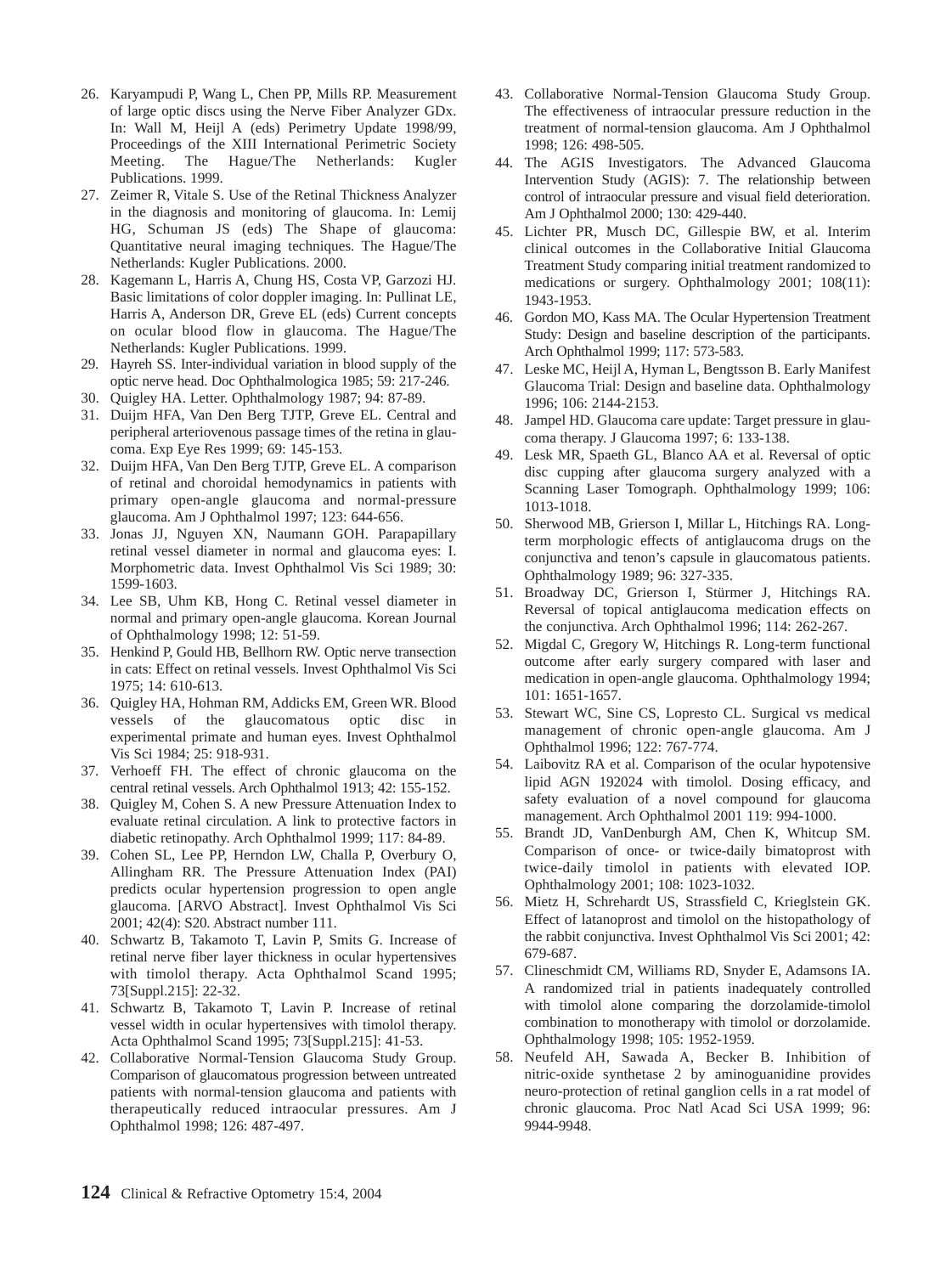26. Karyampudi P, Wang L, Chen PP, Mills RP. Measurement of large optic discs using the Nerve Fiber Analyzer GDx. In: Wall M, Heijl A (eds) Perimetry Update 1998/99, Proceedings of the XIII International Perimetric Society Meeting. The Hague/The Netherlands: Kugler Publications. 1999.
27. Zeimer R, Vitale S. Use of the Retinal Thickness Analyzer in the diagnosis and monitoring of glaucoma. In: Lemij HG, Schuman JS (eds) The Shape of glaucoma: Quantitative neural imaging techniques. The Hague/The Netherlands: Kugler Publications. 2000.
28. Kagemann L, Harris A, Chung HS, Costa VP, Garzozi HJ. Basic limitations of color doppler imaging. In: Pullinat LE, Harris A, Anderson DR, Greve EL (eds) Current concepts on ocular blood flow in glaucoma. The Hague/The Netherlands: Kugler Publications. 1999.
29. Hayreh SS. Inter-individual variation in blood supply of the optic nerve head. Doc Ophthalmologica 1985; 59: 217-246.
30. Quigley HA. Letter. Ophthalmology 1987; 94: 87-89.
31. Duijm HFA, Van Den Berg TJTP, Greve EL. Central and peripheral arteriovenous passage times of the retina in glaucoma. Exp Eye Res 1999; 69: 145-153.
32. Duijm HFA, Van Den Berg TJTP, Greve EL. A comparison of retinal and choroidal hemodynamics in patients with primary open-angle glaucoma and normal-pressure glaucoma. Am J Ophthalmol 1997; 123: 644-656.
33. Jonas JJ, Nguyen XN, Naumann GOH. Parapapillary retinal vessel diameter in normal and glaucoma eyes: I. Morphometric data. Invest Ophthalmol Vis Sci 1989; 30: 1599-1603.
34. Lee SB, Uhm KB, Hong C. Retinal vessel diameter in normal and primary open-angle glaucoma. Korean Journal of Ophthalmology 1998; 12: 51-59.
35. Henkind P, Gould HB, Bellhorn RW. Optic nerve transection in cats: Effect on retinal vessels. Invest Ophthalmol Vis Sci 1975; 14: 610-613.
36. Quigley HA, Hohman RM, Addicks EM, Green WR. Blood vessels of the glaucomatous optic disc in experimental primate and human eyes. Invest Ophthalmol Vis Sci 1984; 25: 918-931.
37. Verhoeff FH. The effect of chronic glaucoma on the central retinal vessels. Arch Ophthalmol 1913; 42: 155-152.
38. Quigley M, Cohen S. A new Pressure Attenuation Index to evaluate retinal circulation. A link to protective factors in diabetic retinopathy. Arch Ophthalmol 1999; 117: 84-89.
39. Cohen SL, Lee PP, Herndon LW, Challa P, Overbury O, Allingham RR. The Pressure Attenuation Index (PAI) predicts ocular hypertension progression to open angle glaucoma. [ARVO Abstract]. Invest Ophthalmol Vis Sci 2001; 42(4): S20. Abstract number 111.
40. Schwartz B, Takamoto T, Lavin P, Smits G. Increase of retinal nerve fiber layer thickness in ocular hypertensives with timolol therapy. Acta Ophthalmol Scand 1995; 73[Suppl.215]: 22-32.
41. Schwartz B, Takamoto T, Lavin P. Increase of retinal vessel width in ocular hypertensives with timolol therapy. Acta Ophthalmol Scand 1995; 73[Suppl.215]: 41-53.
42. Collaborative Normal-Tension Glaucoma Study Group. Comparison of glaucomatous progression between untreated patients with normal-tension glaucoma and patients with therapeutically reduced intraocular pressures. Am J Ophthalmol 1998; 126: 487-497.
43. Collaborative Normal-Tension Glaucoma Study Group. The effectiveness of intraocular pressure reduction in the treatment of normal-tension glaucoma. Am J Ophthalmol 1998; 126: 498-505.
44. The AGIS Investigators. The Advanced Glaucoma Intervention Study (AGIS): 7. The relationship between control of intraocular pressure and visual field deterioration. Am J Ophthalmol 2000; 130: 429-440.
45. Lichter PR, Musch DC, Gillespie BW, et al. Interim clinical outcomes in the Collaborative Initial Glaucoma Treatment Study comparing initial treatment randomized to medications or surgery. Ophthalmology 2001; 108(11): 1943-1953.
46. Gordon MO, Kass MA. The Ocular Hypertension Treatment Study: Design and baseline description of the participants. Arch Ophthalmol 1999; 117: 573-583.
47. Leske MC, Heijl A, Hyman L, Bengtsson B. Early Manifest Glaucoma Trial: Design and baseline data. Ophthalmology 1996; 106: 2144-2153.
48. Jampel HD. Glaucoma care update: Target pressure in glaucoma therapy. J Glaucoma 1997; 6: 133-138.
49. Lesk MR, Spaeth GL, Blanco AA et al. Reversal of optic disc cupping after glaucoma surgery analyzed with a Scanning Laser Tomograph. Ophthalmology 1999; 106: 1013-1018.
50. Sherwood MB, Grierson I, Millar L, Hitchings RA. Long-term morphologic effects of antiglaucoma drugs on the conjunctiva and tenon's capsule in glaucomatous patients. Ophthalmology 1989; 96: 327-335.
51. Broadway DC, Grierson I, Stürmer J, Hitchings RA. Reversal of topical antiglaucoma medication effects on the conjunctiva. Arch Ophthalmol 1996; 114: 262-267.
52. Migdal C, Gregory W, Hitchings R. Long-term functional outcome after early surgery compared with laser and medication in open-angle glaucoma. Ophthalmology 1994; 101: 1651-1657.
53. Stewart WC, Sine CS, Lopresto CL. Surgical vs medical management of chronic open-angle glaucoma. Am J Ophthalmol 1996; 122: 767-774.
54. Laibovitz RA et al. Comparison of the ocular hypotensive lipid AGN 192024 with timolol. Dosing efficacy, and safety evaluation of a novel compound for glaucoma management. Arch Ophthalmol 2001 119: 994-1000.
55. Brandt JD, VanDenburgh AM, Chen K, Whitcup SM. Comparison of once- or twice-daily bimatoprost with twice-daily timolol in patients with elevated IOP. Ophthalmology 2001; 108: 1023-1032.
56. Mietz H, Schrehardt US, Strassfield C, Krieglstein GK. Effect of latanoprost and timolol on the histopathology of the rabbit conjunctiva. Invest Ophthalmol Vis Sci 2001; 42: 679-687.
57. Clineschmidt CM, Williams RD, Snyder E, Adamsons IA. A randomized trial in patients inadequately controlled with timolol alone comparing the dorzolamide-timolol combination to monotherapy with timolol or dorzolamide. Ophthalmology 1998; 105: 1952-1959.
58. Neufeld AH, Sawada A, Becker B. Inhibition of nitric-oxide synthetase 2 by aminoguanidine provides neuro-protection of retinal ganglion cells in a rat model of chronic glaucoma. Proc Natl Acad Sci USA 1999; 96: 9944-9948.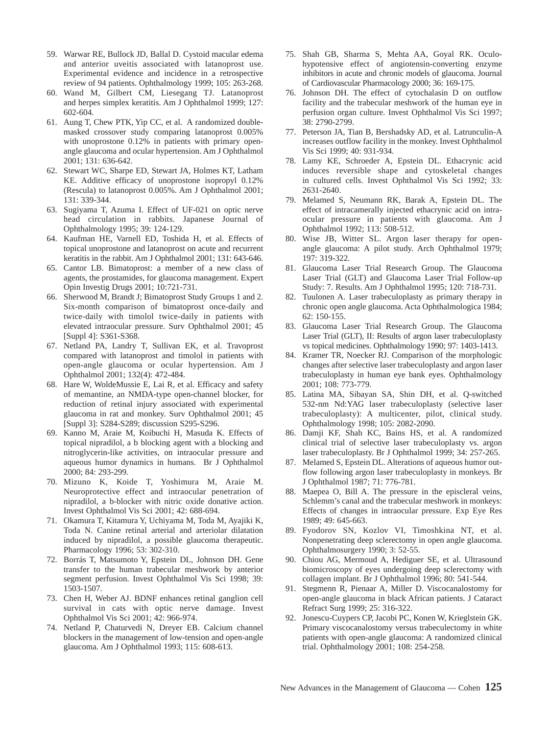59. Warwar RE, Bullock JD, Ballal D. Cystoid macular edema and anterior uveitis associated with latanoprost use. Experimental evidence and incidence in a retrospective review of 94 patients. Ophthalmology 1999; 105: 263-268.
60. Wand M, Gilbert CM, Liesegang TJ. Latanoprost and herpes simplex keratitis. Am J Ophthalmol 1999; 127: 602-604.
61. Aung T, Chew PTK, Yip CC, et al. A randomized double-masked crossover study comparing latanoprost 0.005% with unoprostone 0.12% in patients with primary open-angle glaucoma and ocular hypertension. Am J Ophthalmol 2001; 131: 636-642.
62. Stewart WC, Sharpe ED, Stewart JA, Holmes KT, Latham KE. Additive efficacy of unoprostone isopropyl 0.12% (Rescula) to latanoprost 0.005%. Am J Ophthalmol 2001; 131: 339-344.
63. Sugiyama T, Azuma I. Effect of UF-021 on optic nerve head circulation in rabbits. Japanese Journal of Ophthalmology 1995; 39: 124-129.
64. Kaufman HE, Varnell ED, Toshida H, et al. Effects of topical unoprostone and latanoprost on acute and recurrent keratitis in the rabbit. Am J Ophthalmol 2001; 131: 643-646.
65. Cantor LB. Bimatoprost: a member of a new class of agents, the prostamides, for glaucoma management. Expert Opin Investig Drugs 2001; 10:721-731.
66. Sherwood M, Brandt J; Bimatoprost Study Groups 1 and 2. Six-month comparison of bimatoprost once-daily and twice-daily with timolol twice-daily in patients with elevated intraocular pressure. Surv Ophthalmol 2001; 45 [Suppl 4]: S361-S368.
67. Netland PA, Landry T, Sullivan EK, et al. Travoprost compared with latanoprost and timolol in patients with open-angle glaucoma or ocular hypertension. Am J Ophthalmol 2001; 132(4): 472-484.
68. Hare W, WoldeMussie E, Lai R, et al. Efficacy and safety of memantine, an NMDA-type open-channel blocker, for reduction of retinal injury associated with experimental glaucoma in rat and monkey. Surv Ophthalmol 2001; 45 [Suppl 3]: S284-S289; discussion S295-S296.
69. Kanno M, Araie M, Koibuchi H, Masuda K. Effects of topical nipradilol, a b blocking agent with a blocking and nitroglycerin-like activities, on intraocular pressure and aqueous humor dynamics in humans. Br J Ophthalmol 2000; 84: 293-299.
70. Mizuno K, Koide T, Yoshimura M, Araie M. Neuroprotective effect and intraocular penetration of nipradilol, a b-blocker with nitric oxide donative action. Invest Ophthalmol Vis Sci 2001; 42: 688-694.
71. Okamura T, Kitamura Y, Uchiyama M, Toda M, Ayajiki K, Toda N. Canine retinal arterial and arteriolar dilatation induced by nipradilol, a possible glaucoma therapeutic. Pharmacology 1996; 53: 302-310.
72. Borrás T, Matsumoto Y, Epstein DL, Johnson DH. Gene transfer to the human trabecular meshwork by anterior segment perfusion. Invest Ophthalmol Vis Sci 1998; 39: 1503-1507.
73. Chen H, Weber AJ. BDNF enhances retinal ganglion cell survival in cats with optic nerve damage. Invest Ophthalmol Vis Sci 2001; 42: 966-974.
74. Netland P, Chaturvedi N, Dreyer EB. Calcium channel blockers in the management of low-tension and open-angle glaucoma. Am J Ophthalmol 1993; 115: 608-613.
75. Shah GB, Sharma S, Mehta AA, Goyal RK. Oculo-hypotensive effect of angiotensin-converting enzyme inhibitors in acute and chronic models of glaucoma. Journal of Cardiovascular Pharmacology 2000; 36: 169-175.
76. Johnson DH. The effect of cytochalasin D on outflow facility and the trabecular meshwork of the human eye in perfusion organ culture. Invest Ophthalmol Vis Sci 1997; 38: 2790-2799.
77. Peterson JA, Tian B, Bershadsky AD, et al. Latrunculin-A increases outflow facility in the monkey. Invest Ophthalmol Vis Sci 1999; 40: 931-934.
78. Lamy KE, Schroeder A, Epstein DL. Ethacrynic acid induces reversible shape and cytoskeletal changes in cultured cells. Invest Ophthalmol Vis Sci 1992; 33: 2631-2640.
79. Melamed S, Neumann RK, Barak A, Epstein DL. The effect of intracamerally injected ethacrynic acid on intraocular pressure in patients with glaucoma. Am J Ophthalmol 1992; 113: 508-512.
80. Wise JB, Witter SL. Argon laser therapy for open-angle glaucoma: A pilot study. Arch Ophthalmol 1979; 197: 319-322.
81. Glaucoma Laser Trial Research Group. The Glaucoma Laser Trial (GLT) and Glaucoma Laser Trial Follow-up Study: 7. Results. Am J Ophthalmol 1995; 120: 718-731.
82. Tuulonen A. Laser trabeculoplasty as primary therapy in chronic open angle glaucoma. Acta Ophthalmologica 1984; 62: 150-155.
83. Glaucoma Laser Trial Research Group. The Glaucoma Laser Trial (GLT), II: Results of argon laser trabeculoplasty vs topical medicines. Ophthalmology 1990; 97: 1403-1413.
84. Kramer TR, Noecker RJ. Comparison of the morphologic changes after selective laser trabeculoplasty and argon laser trabeculoplasty in human eye bank eyes. Ophthalmology 2001; 108: 773-779.
85. Latina MA, Sibayan SA, Shin DH, et al. Q-switched 532-nm Nd:YAG laser trabeculoplasty (selective laser trabeculoplasty): A multicenter, pilot, clinical study. Ophthalmology 1998; 105: 2082-2090.
86. Damji KF, Shah KC, Bains HS, et al. A randomized clinical trial of selective laser trabeculoplasty vs. argon laser trabeculoplasty. Br J Ophthalmol 1999; 34: 257-265.
87. Melamed S, Epstein DL. Alterations of aqueous humor outflow following argon laser trabeculoplasty in monkeys. Br J Ophthalmol 1987; 71: 776-781.
88. Maepea O, Bill A. The pressure in the episcleral veins, Schlemm's canal and the trabecular meshwork in monkeys: Effects of changes in intraocular pressure. Exp Eye Res 1989; 49: 645-663.
89. Fyodorov SN, Kozlov VI, Timoshkina NT, et al. Nonpenetrating deep sclerectomy in open angle glaucoma. Ophthalmosurgery 1990; 3: 52-55.
90. Chiou AG, Mermoud A, Hediguer SE, et al. Ultrasound biomicroscopy of eyes undergoing deep sclerectomy with collagen implant. Br J Ophthalmol 1996; 80: 541-544.
91. Stegmenn R, Pienaar A, Miller D. Viscocanalostomy for open-angle glaucoma in black African patients. J Cataract Refract Surg 1999; 25: 316-322.
92. Jonescu-Cuypers CP, Jacobi PC, Konen W, Krieglstein GK. Primary viscocanalostomy versus trabeculectomy in white patients with open-angle glaucoma: A randomized clinical trial. Ophthalmology 2001; 108: 254-258.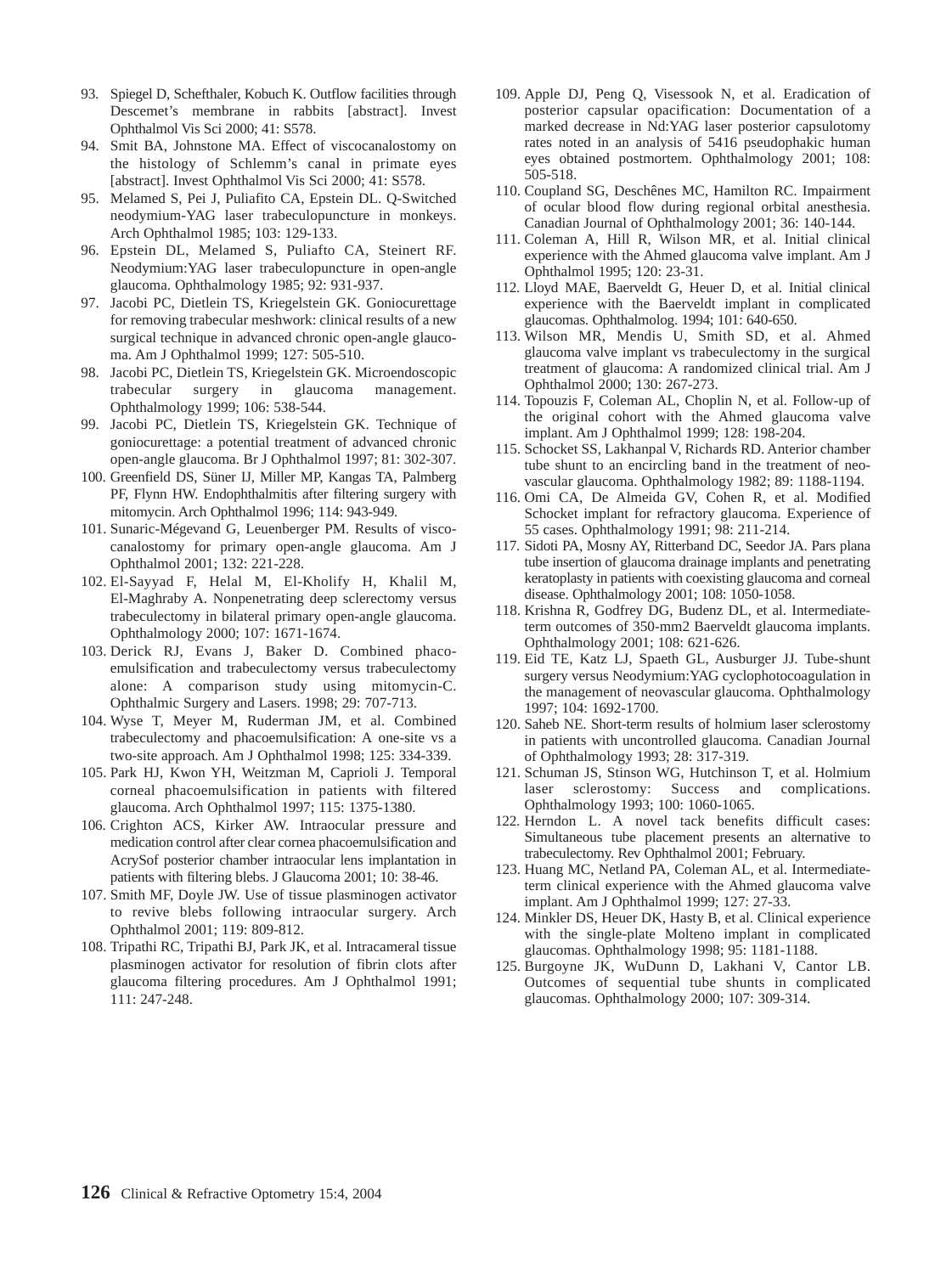93. Spiegel D, Schefthaler, Kobuch K. Outflow facilities through Descemet's membrane in rabbits [abstract]. Invest Ophthalmol Vis Sci 2000; 41: S578.
94. Smit BA, Johnstone MA. Effect of viscocanalostomy on the histology of Schlemm's canal in primate eyes [abstract]. Invest Ophthalmol Vis Sci 2000; 41: S578.
95. Melamed S, Pei J, Puliafito CA, Epstein DL. Q-Switched neodymium-YAG laser trabeculopuncture in monkeys. Arch Ophthalmol 1985; 103: 129-133.
96. Epstein DL, Melamed S, Puliafto CA, Steinert RF. Neodymium:YAG laser trabeculopuncture in open-angle glaucoma. Ophthalmology 1985; 92: 931-937.
97. Jacobi PC, Dietlein TS, Kriegelstein GK. Goniocurettage for removing trabecular meshwork: clinical results of a new surgical technique in advanced chronic open-angle glaucoma. Am J Ophthalmol 1999; 127: 505-510.
98. Jacobi PC, Dietlein TS, Kriegelstein GK. Microendoscopic trabecular surgery in glaucoma management. Ophthalmology 1999; 106: 538-544.
99. Jacobi PC, Dietlein TS, Kriegelstein GK. Technique of goniocurettage: a potential treatment of advanced chronic open-angle glaucoma. Br J Ophthalmol 1997; 81: 302-307.
100. Greenfield DS, Süner IJ, Miller MP, Kangas TA, Palmberg PF, Flynn HW. Endophthalmitis after filtering surgery with mitomycin. Arch Ophthalmol 1996; 114: 943-949.
101. Sunaric-Mégevand G, Leuenberger PM. Results of viscocanalostomy for primary open-angle glaucoma. Am J Ophthalmol 2001; 132: 221-228.
102. El-Sayyad F, Helal M, El-Kholify H, Khalil M, El-Maghraby A. Nonpenetrating deep sclerectomy versus trabeculectomy in bilateral primary open-angle glaucoma. Ophthalmology 2000; 107: 1671-1674.
103. Derick RJ, Evans J, Baker D. Combined phacoemulsification and trabeculectomy versus trabeculectomy alone: A comparison study using mitomycin-C. Ophthalmic Surgery and Lasers. 1998; 29: 707-713.
104. Wyse T, Meyer M, Ruderman JM, et al. Combined trabeculectomy and phacoemulsification: A one-site vs a two-site approach. Am J Ophthalmol 1998; 125: 334-339.
105. Park HJ, Kwon YH, Weitzman M, Caprioli J. Temporal corneal phacoemulsification in patients with filtered glaucoma. Arch Ophthalmol 1997; 115: 1375-1380.
106. Crighton ACS, Kirker AW. Intraocular pressure and medication control after clear cornea phacoemulsification and AcrySof posterior chamber intraocular lens implantation in patients with filtering blebs. J Glaucoma 2001; 10: 38-46.
107. Smith MF, Doyle JW. Use of tissue plasminogen activator to revive blebs following intraocular surgery. Arch Ophthalmol 2001; 119: 809-812.
108. Tripathi RC, Tripathi BJ, Park JK, et al. Intracameral tissue plasminogen activator for resolution of fibrin clots after glaucoma filtering procedures. Am J Ophthalmol 1991; 111: 247-248.
109. Apple DJ, Peng Q, Visessook N, et al. Eradication of posterior capsular opacification: Documentation of a marked decrease in Nd:YAG laser posterior capsulotomy rates noted in an analysis of 5416 pseudophakic human eyes obtained postmortem. Ophthalmology 2001; 108: 505-518.
110. Coupland SG, Deschênes MC, Hamilton RC. Impairment of ocular blood flow during regional orbital anesthesia. Canadian Journal of Ophthalmology 2001; 36: 140-144.
111. Coleman A, Hill R, Wilson MR, et al. Initial clinical experience with the Ahmed glaucoma valve implant. Am J Ophthalmol 1995; 120: 23-31.
112. Lloyd MAE, Baerveldt G, Heuer D, et al. Initial clinical experience with the Baerveldt implant in complicated glaucomas. Ophthalmolog. 1994; 101: 640-650.
113. Wilson MR, Mendis U, Smith SD, et al. Ahmed glaucoma valve implant vs trabeculectomy in the surgical treatment of glaucoma: A randomized clinical trial. Am J Ophthalmol 2000; 130: 267-273.
114. Topouzis F, Coleman AL, Choplin N, et al. Follow-up of the original cohort with the Ahmed glaucoma valve implant. Am J Ophthalmol 1999; 128: 198-204.
115. Schocket SS, Lakhanpal V, Richards RD. Anterior chamber tube shunt to an encircling band in the treatment of neovascular glaucoma. Ophthalmology 1982; 89: 1188-1194.
116. Omi CA, De Almeida GV, Cohen R, et al. Modified Schocket implant for refractory glaucoma. Experience of 55 cases. Ophthalmology 1991; 98: 211-214.
117. Sidoti PA, Mosny AY, Ritterband DC, Seedor JA. Pars plana tube insertion of glaucoma drainage implants and penetrating keratoplasty in patients with coexisting glaucoma and corneal disease. Ophthalmology 2001; 108: 1050-1058.
118. Krishna R, Godfrey DG, Budenz DL, et al. Intermediate-term outcomes of 350-mm2 Baerveldt glaucoma implants. Ophthalmology 2001; 108: 621-626.
119. Eid TE, Katz LJ, Spaeth GL, Ausburger JJ. Tube-shunt surgery versus Neodymium:YAG cyclophotocoagulation in the management of neovascular glaucoma. Ophthalmology 1997; 104: 1692-1700.
120. Saheb NE. Short-term results of holmium laser sclerostomy in patients with uncontrolled glaucoma. Canadian Journal of Ophthalmology 1993; 28: 317-319.
121. Schuman JS, Stinson WG, Hutchinson T, et al. Holmium laser sclerostomy: Success and complications. Ophthalmology 1993; 100: 1060-1065.
122. Herndon L. A novel tack benefits difficult cases: Simultaneous tube placement presents an alternative to trabeculectomy. Rev Ophthalmol 2001; February.
123. Huang MC, Netland PA, Coleman AL, et al. Intermediate-term clinical experience with the Ahmed glaucoma valve implant. Am J Ophthalmol 1999; 127: 27-33.
124. Minkler DS, Heuer DK, Hasty B, et al. Clinical experience with the single-plate Molteno implant in complicated glaucomas. Ophthalmology 1998; 95: 1181-1188.
125. Burgoyne JK, WuDunn D, Lakhani V, Cantor LB. Outcomes of sequential tube shunts in complicated glaucomas. Ophthalmology 2000; 107: 309-314.